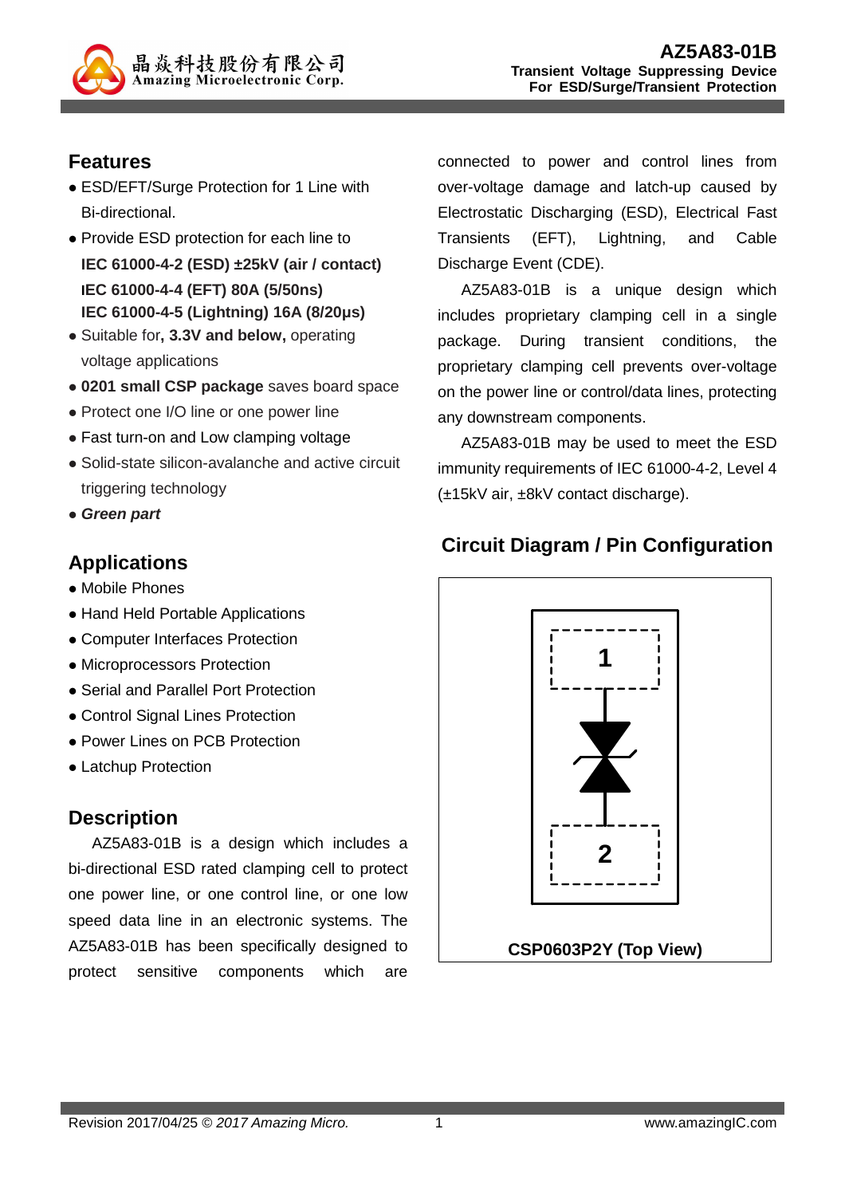晶焱科技股份有限公司
Amazing Microelectronic Corp.

# AZ5A83-01B

**Transient Voltage Suppressing Device**
**For ESD/Surge/Transient Protection**

## Features

- ESD/EFT/Surge Protection for 1 Line with Bi-directional.
- Provide ESD protection for each line to
  **IEC 61000-4-2 (ESD) ±25kV (air / contact)**
  **IEC 61000-4-4 (EFT) 80A (5/50ns)**
  **IEC 61000-4-5 (Lightning) 16A (8/20μs)**
- Suitable for**, 3.3V and below,** operating voltage applications
- **0201 small CSP package** saves board space
- Protect one I/O line or one power line
- Fast turn-on and Low clamping voltage
- Solid-state silicon-avalanche and active circuit triggering technology
- ***Green part***

## Applications

- Mobile Phones
- Hand Held Portable Applications
- Computer Interfaces Protection
- Microprocessors Protection
- Serial and Parallel Port Protection
- Control Signal Lines Protection
- Power Lines on PCB Protection
- Latchup Protection

## Description

AZ5A83-01B is a design which includes a bi-directional ESD rated clamping cell to protect one power line, or one control line, or one low speed data line in an electronic systems. The AZ5A83-01B has been specifically designed to protect sensitive components which are connected to power and control lines from over-voltage damage and latch-up caused by Electrostatic Discharging (ESD), Electrical Fast Transients (EFT), Lightning, and Cable Discharge Event (CDE).

AZ5A83-01B is a unique design which includes proprietary clamping cell in a single package. During transient conditions, the proprietary clamping cell prevents over-voltage on the power line or control/data lines, protecting any downstream components.

AZ5A83-01B may be used to meet the ESD immunity requirements of IEC 61000-4-2, Level 4 (±15kV air, ±8kV contact discharge).

## Circuit Diagram / Pin Configuration

1

2

**CSP0603P2Y (Top View)**

Revision 2017/04/25 © *2017 Amazing Micro.* www.amazingIC.com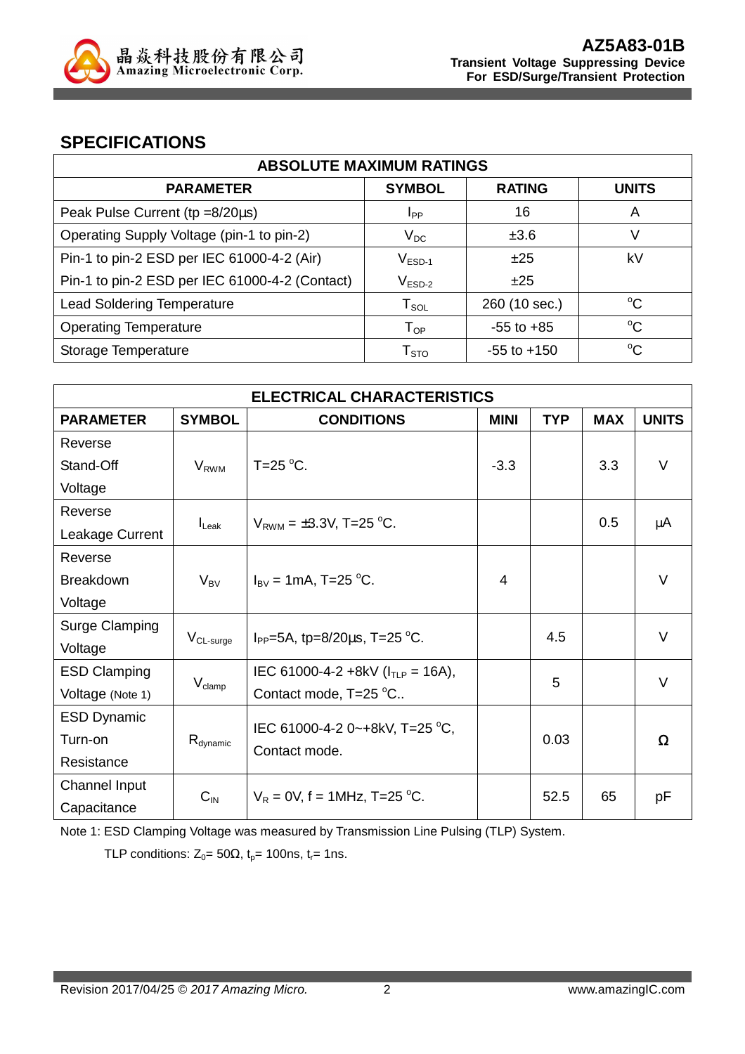## SPECIFICATIONS

| ABSOLUTE MAXIMUM RATINGS | | | |
|---|---|---|---|
| **PARAMETER** | **SYMBOL** | **RATING** | **UNITS** |
| Peak Pulse Current (tp =8/20µs) | $I_{PP}$ | 16 | A |
| Operating Supply Voltage (pin-1 to pin-2) | $V_{DC}$ | ±3.6 | V |
| Pin-1 to pin-2 ESD per IEC 61000-4-2 (Air) | $V_{ESD-1}$ | ±25 | kV |
| Pin-1 to pin-2 ESD per IEC 61000-4-2 (Contact) | $V_{ESD-2}$ | ±25 | |
| Lead Soldering Temperature | $T_{SOL}$ | 260 (10 sec.) | °C |
| Operating Temperature | $T_{OP}$ | -55 to +85 | °C |
| Storage Temperature | $T_{STO}$ | -55 to +150 | °C |

| ELECTRICAL CHARACTERISTICS | | | | | | |
|---|---|---|---|---|---|---|
| **PARAMETER** | **SYMBOL** | **CONDITIONS** | **MINI** | **TYP** | **MAX** | **UNITS** |
| Reverse Stand-Off Voltage | $V_{RWM}$ | T=25 °C. | -3.3 | | 3.3 | V |
| Reverse Leakage Current | $I_{Leak}$ | $V_{RWM}$ = ±3.3V, T=25 °C. | | | 0.5 | µA |
| Reverse Breakdown Voltage | $V_{BV}$ | $I_{BV}$ = 1mA, T=25 °C. | 4 | | | V |
| Surge Clamping Voltage | $V_{CL-surge}$ | $I_{PP}$=5A, tp=8/20µs, T=25 °C. | | 4.5 | | V |
| ESD Clamping Voltage (Note 1) | $V_{clamp}$ | IEC 61000-4-2 +8kV ($I_{TLP}$ = 16A), Contact mode, T=25 °C.. | | 5 | | V |
| ESD Dynamic Turn-on Resistance | $R_{dynamic}$ | IEC 61000-4-2 0~+8kV, T=25 °C, Contact mode. | | 0.03 | | Ω |
| Channel Input Capacitance | $C_{IN}$ | $V_R$ = 0V, f = 1MHz, T=25 °C. | | 52.5 | 65 | pF |

Note 1: ESD Clamping Voltage was measured by Transmission Line Pulsing (TLP) System.

TLP conditions: $Z_0$= 50Ω, $t_p$= 100ns, $t_r$= 1ns.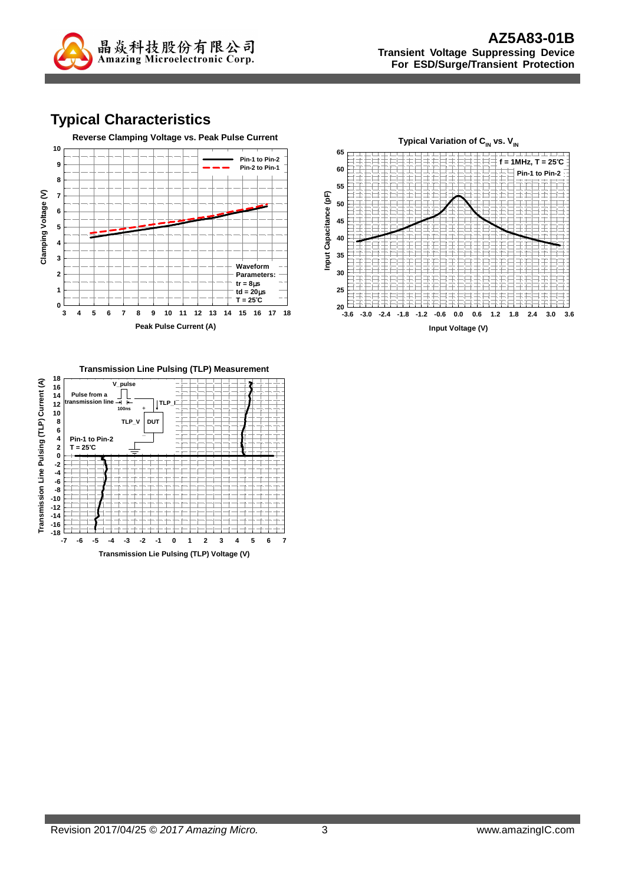## Typical Characteristics

**Reverse Clamping Voltage vs. Peak Pulse Current**

Clamping Voltage (V)

Pin-1 to Pin-2
Pin-2 to Pin-1

Waveform Parameters:
tr = 8µs
td = 20µs
T = 25°C

Peak Pulse Current (A)

**Typical Variation of $C_{IN}$ vs. $V_{IN}$**

f = 1MHz, T = 25°C
Pin-1 to Pin-2

Input Capacitance (pF)

Input Voltage (V)

**Transmission Line Pulsing (TLP) Measurement**

V_pulse
Pulse from a transmission line
100ns
TLP_I
TLP_V
DUT
Pin-1 to Pin-2
T = 25°C

Transmission Line Pulsing (TLP) Current (A)

Transmission Lie Pulsing (TLP) Voltage (V)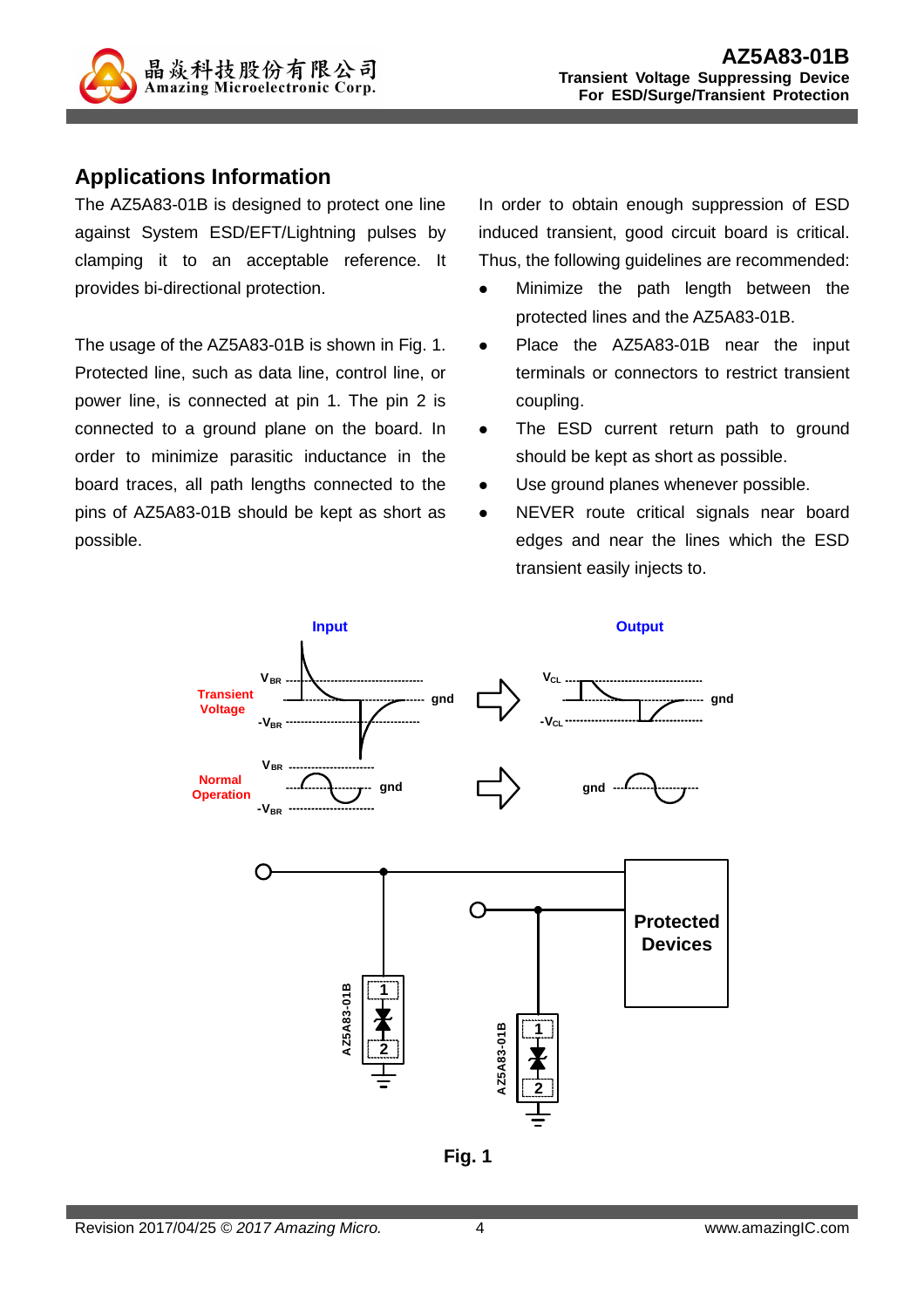## Applications Information

The AZ5A83-01B is designed to protect one line against System ESD/EFT/Lightning pulses by clamping it to an acceptable reference. It provides bi-directional protection.

The usage of the AZ5A83-01B is shown in Fig. 1. Protected line, such as data line, control line, or power line, is connected at pin 1. The pin 2 is connected to a ground plane on the board. In order to minimize parasitic inductance in the board traces, all path lengths connected to the pins of AZ5A83-01B should be kept as short as possible.

In order to obtain enough suppression of ESD induced transient, good circuit board is critical. Thus, the following guidelines are recommended:

- Minimize the path length between the protected lines and the AZ5A83-01B.
- Place the AZ5A83-01B near the input terminals or connectors to restrict transient coupling.
- The ESD current return path to ground should be kept as short as possible.
- Use ground planes whenever possible.
- NEVER route critical signals near board edges and near the lines which the ESD transient easily injects to.

Fig. 1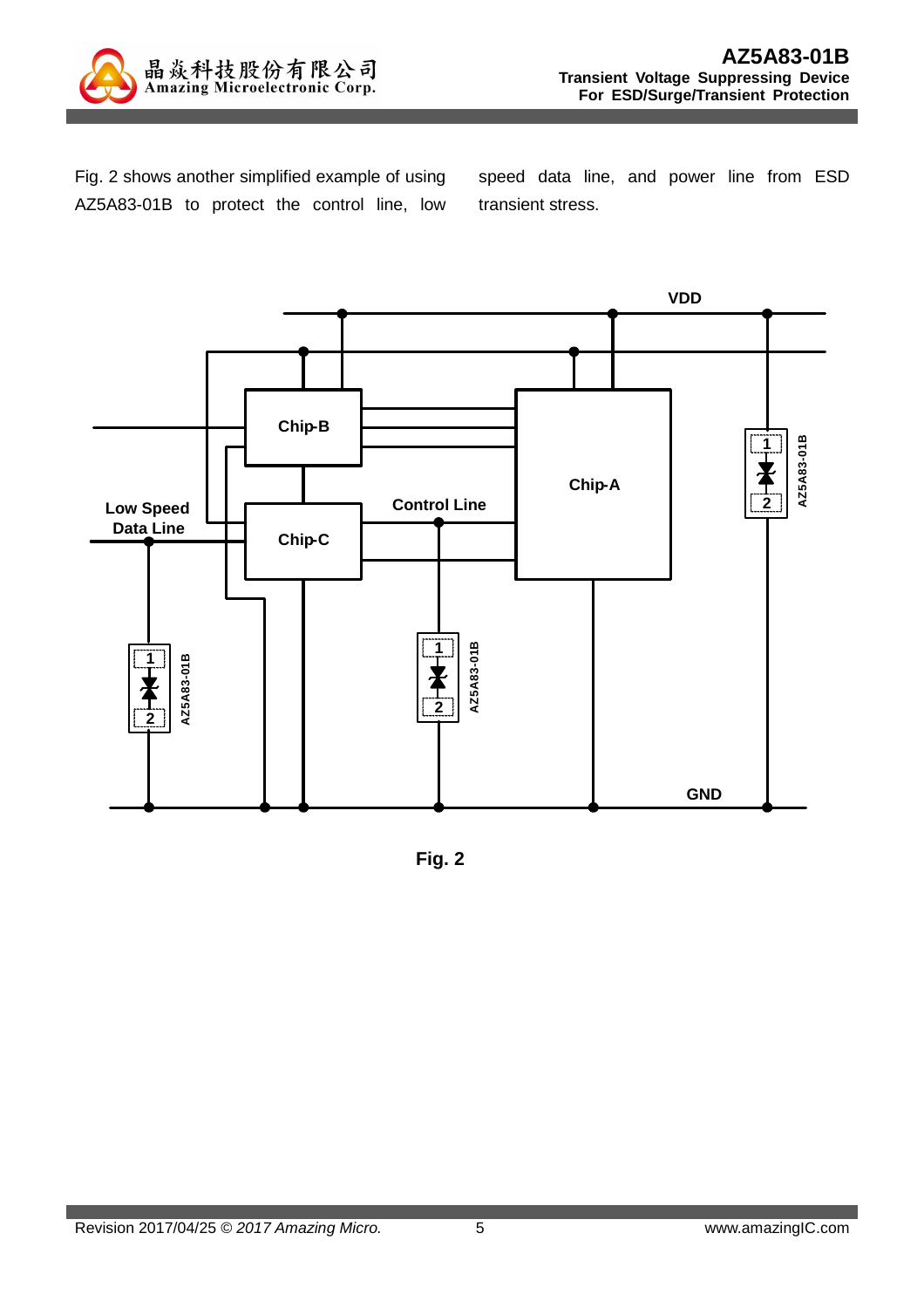Fig. 2 shows another simplified example of using AZ5A83-01B to protect the control line, low speed data line, and power line from ESD transient stress.

Fig. 2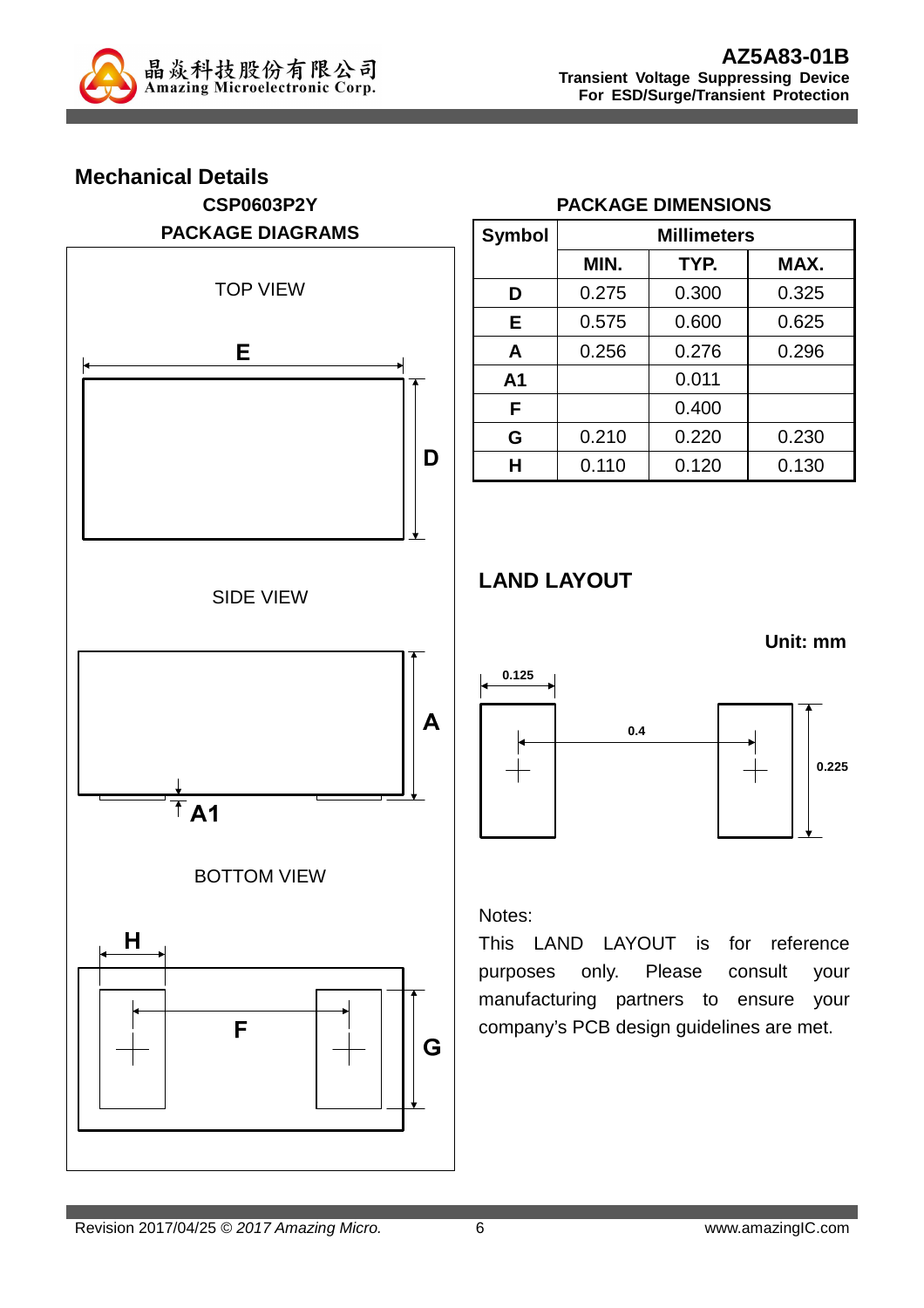## Mechanical Details

**CSP0603P2Y**

**PACKAGE DIAGRAMS**

TOP VIEW

E

D

SIDE VIEW

A

A1

BOTTOM VIEW

H

F

G

**PACKAGE DIMENSIONS**

| Symbol | Millimeters | | |
|---|---|---|---|
| | MIN. | TYP. | MAX. |
| D | 0.275 | 0.300 | 0.325 |
| E | 0.575 | 0.600 | 0.625 |
| A | 0.256 | 0.276 | 0.296 |
| A1 | | 0.011 | |
| F | | 0.400 | |
| G | 0.210 | 0.220 | 0.230 |
| H | 0.110 | 0.120 | 0.130 |

## LAND LAYOUT

**Unit: mm**

0.125

0.4

0.225

Notes:

This LAND LAYOUT is for reference purposes only. Please consult your manufacturing partners to ensure your company's PCB design guidelines are met.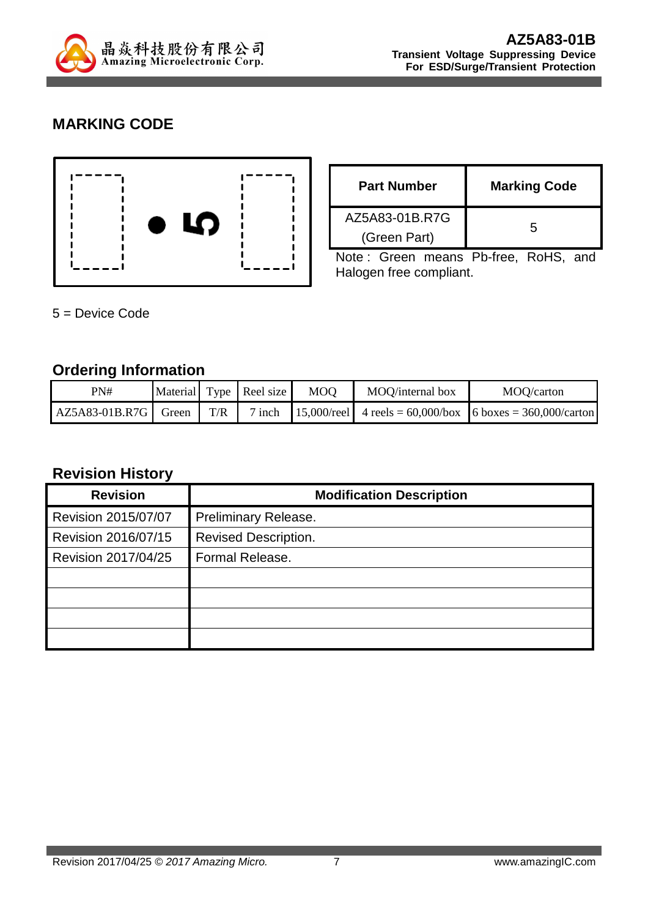## MARKING CODE

● 5

| Part Number | Marking Code |
|---|---|
| AZ5A83-01B.R7G (Green Part) | 5 |

Note : Green means Pb-free, RoHS, and Halogen free compliant.

5 = Device Code

## Ordering Information

| PN# | Material | Type | Reel size | MOQ | MOQ/internal box | MOQ/carton |
|---|---|---|---|---|---|---|
| AZ5A83-01B.R7G | Green | T/R | 7 inch | 15,000/reel | 4 reels = 60,000/box | 6 boxes = 360,000/carton |

## Revision History

| Revision | Modification Description |
|---|---|
| Revision 2015/07/07 | Preliminary Release. |
| Revision 2016/07/15 | Revised Description. |
| Revision 2017/04/25 | Formal Release. |
| | |
| | |
| | |
| | |